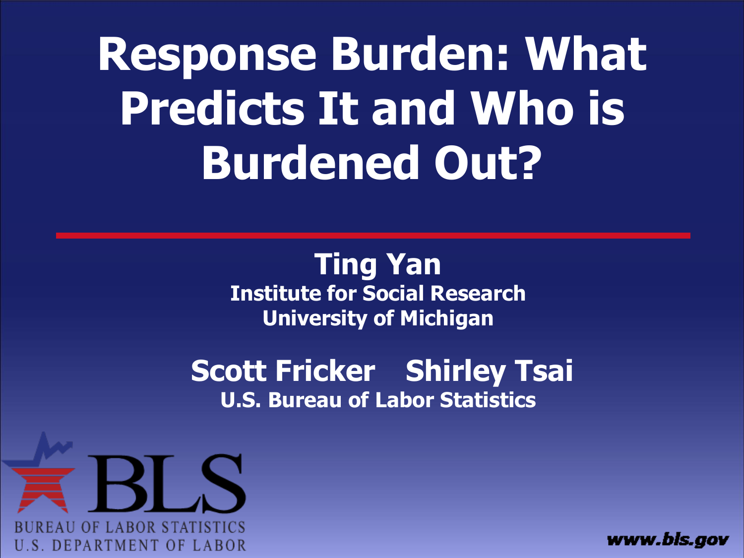# Response Burden: What Predicts It and Who is Burdened Out?

**Ting Yan**
**Institute for Social Research**
**University of Michigan**

**Scott Fricker Shirley Tsai**
**U.S. Bureau of Labor Statistics**

BLS
BUREAU OF LABOR STATISTICS
U.S. DEPARTMENT OF LABOR

www.bls.gov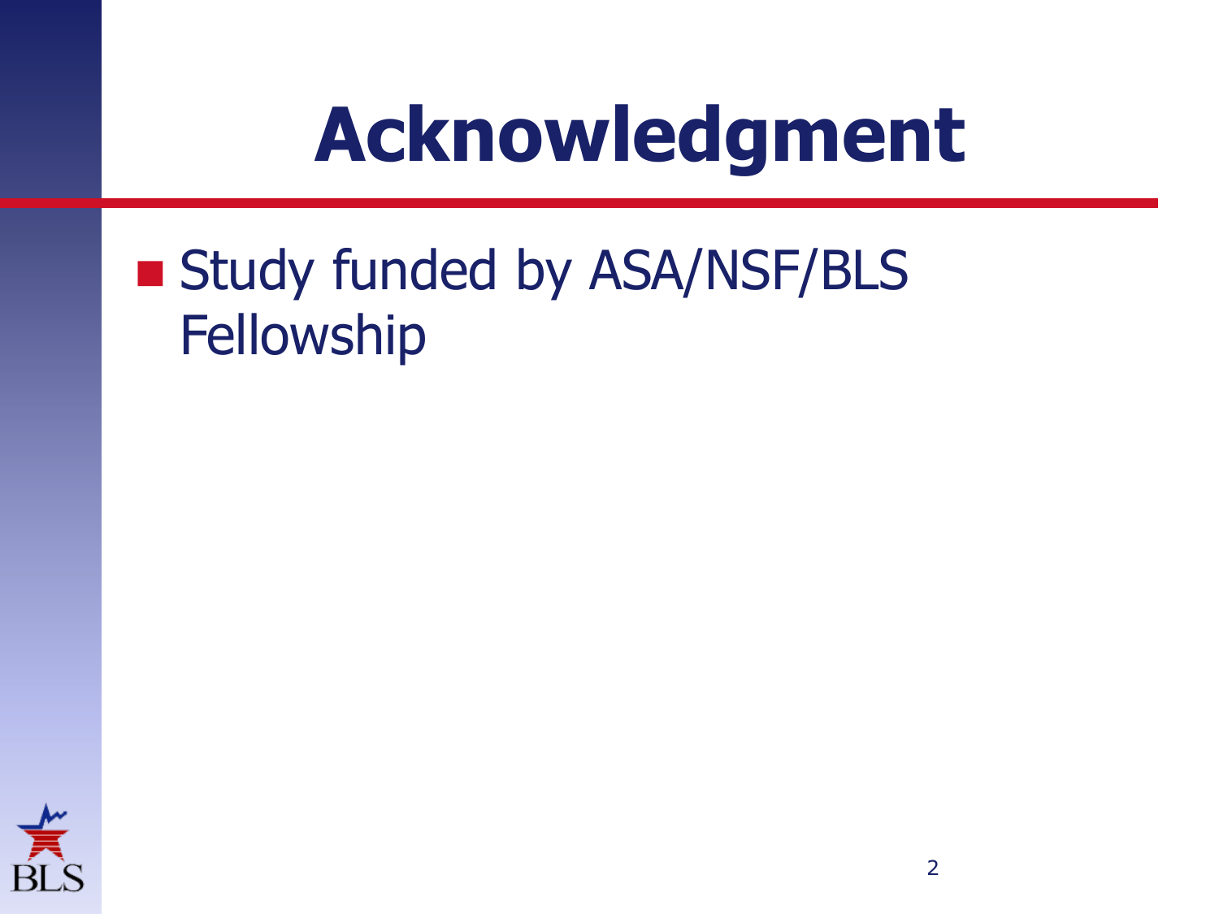# Acknowledgment

- Study funded by ASA/NSF/BLS Fellowship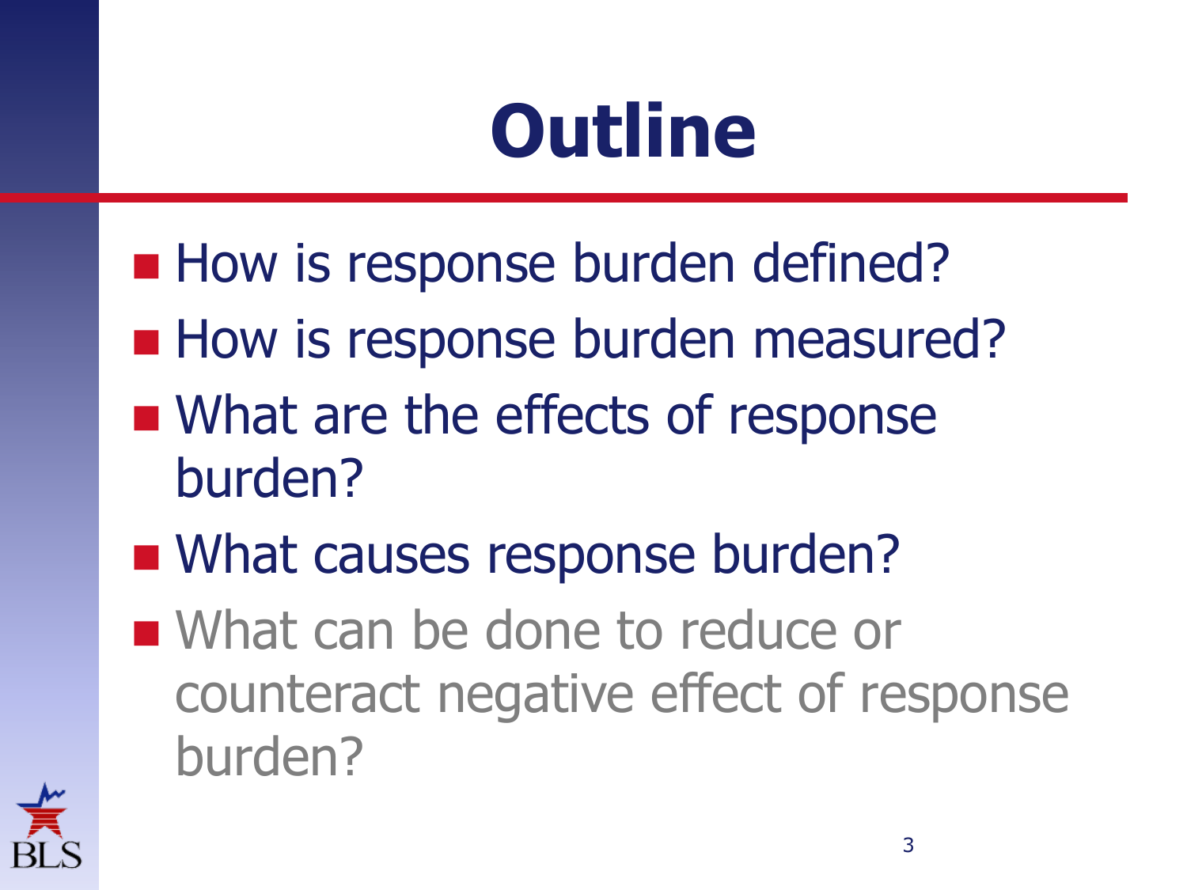# Outline

- How is response burden defined?
- How is response burden measured?
- What are the effects of response burden?
- What causes response burden?
- What can be done to reduce or counteract negative effect of response burden?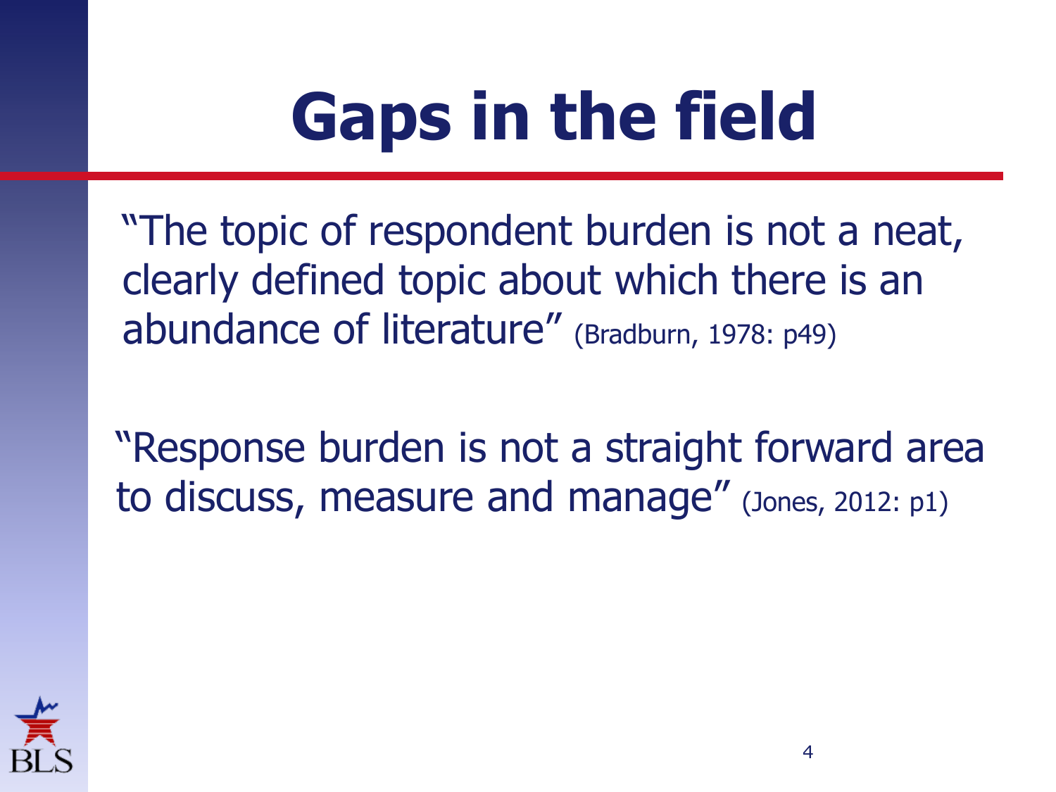# Gaps in the field

"The topic of respondent burden is not a neat, clearly defined topic about which there is an abundance of literature" (Bradburn, 1978: p49)

"Response burden is not a straight forward area to discuss, measure and manage" (Jones, 2012: p1)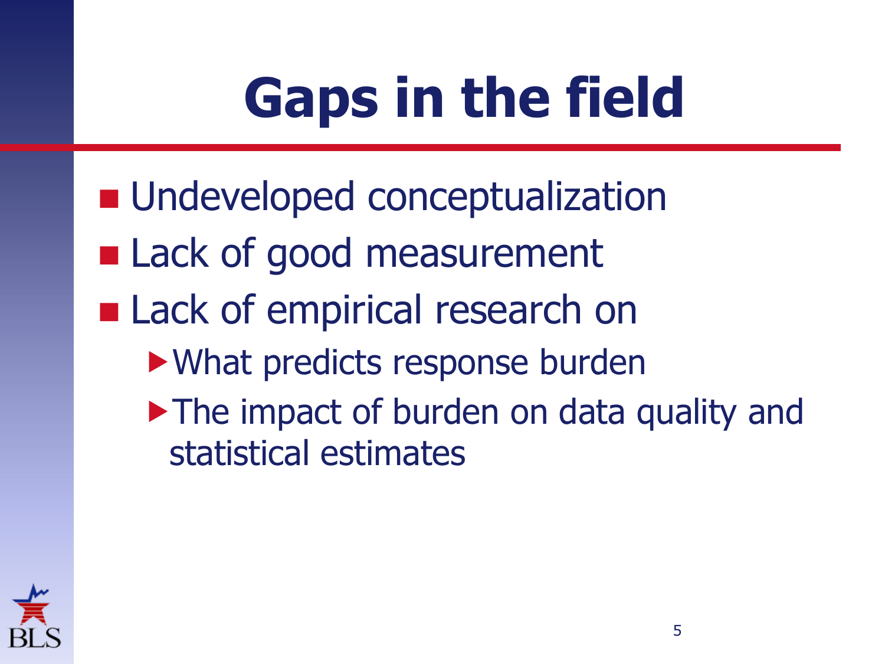# Gaps in the field

- Undeveloped conceptualization
- Lack of good measurement
- Lack of empirical research on
  - What predicts response burden
  - The impact of burden on data quality and statistical estimates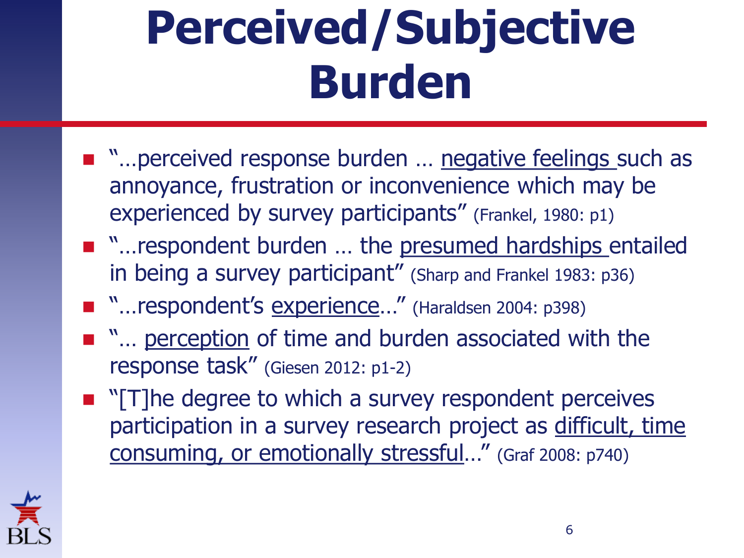# Perceived/Subjective Burden

- "…perceived response burden … <u>negative feelings</u> such as annoyance, frustration or inconvenience which may be experienced by survey participants" (Frankel, 1980: p1)
- "…respondent burden … the <u>presumed hardships</u> entailed in being a survey participant" (Sharp and Frankel 1983: p36)
- "…respondent's <u>experience</u>…" (Haraldsen 2004: p398)
- "… <u>perception</u> of time and burden associated with the response task" (Giesen 2012: p1-2)
- "[T]he degree to which a survey respondent perceives participation in a survey research project as <u>difficult, time consuming, or emotionally stressful</u>…" (Graf 2008: p740)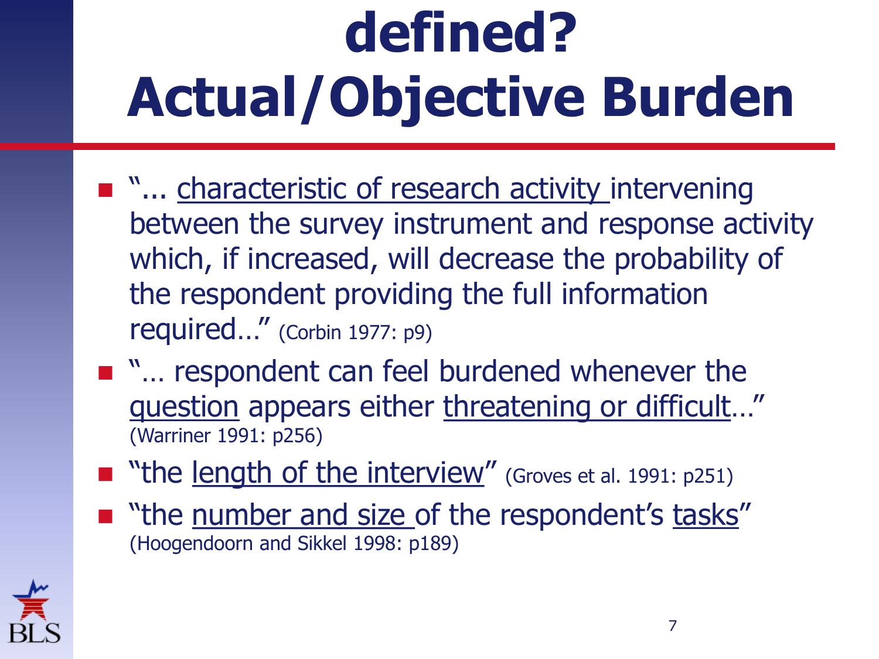# defined? Actual/Objective Burden

- "... characteristic of research activity intervening between the survey instrument and response activity which, if increased, will decrease the probability of the respondent providing the full information required…" (Corbin 1977: p9)
- "… respondent can feel burdened whenever the question appears either threatening or difficult…" (Warriner 1991: p256)
- "the length of the interview" (Groves et al. 1991: p251)
- "the number and size of the respondent's tasks" (Hoogendoorn and Sikkel 1998: p189)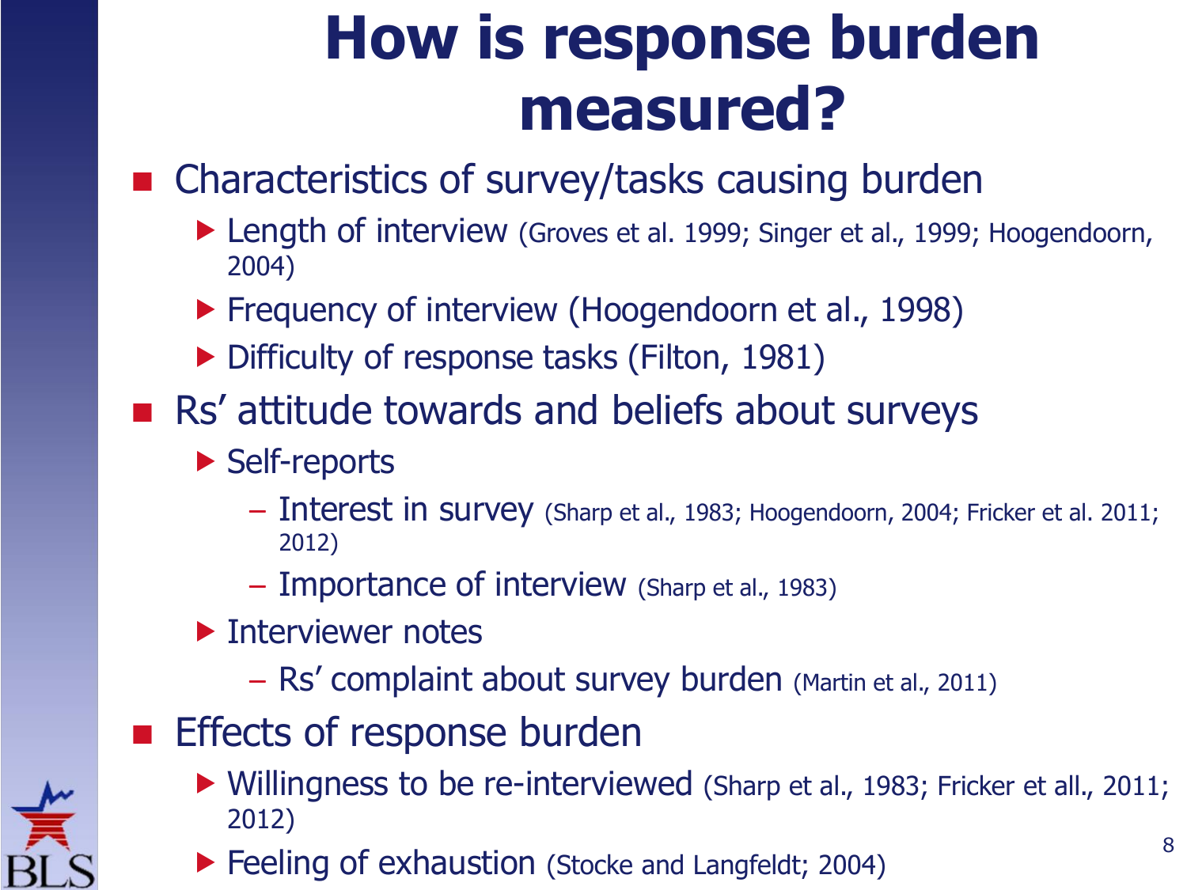# How is response burden measured?

- Characteristics of survey/tasks causing burden
  - Length of interview (Groves et al. 1999; Singer et al., 1999; Hoogendoorn, 2004)
  - Frequency of interview (Hoogendoorn et al., 1998)
  - Difficulty of response tasks (Filton, 1981)
- Rs' attitude towards and beliefs about surveys
  - Self-reports
    - Interest in survey (Sharp et al., 1983; Hoogendoorn, 2004; Fricker et al. 2011; 2012)
    - Importance of interview (Sharp et al., 1983)
  - Interviewer notes
    - Rs' complaint about survey burden (Martin et al., 2011)
- Effects of response burden
  - Willingness to be re-interviewed (Sharp et al., 1983; Fricker et all., 2011; 2012)
  - Feeling of exhaustion (Stocke and Langfeldt; 2004)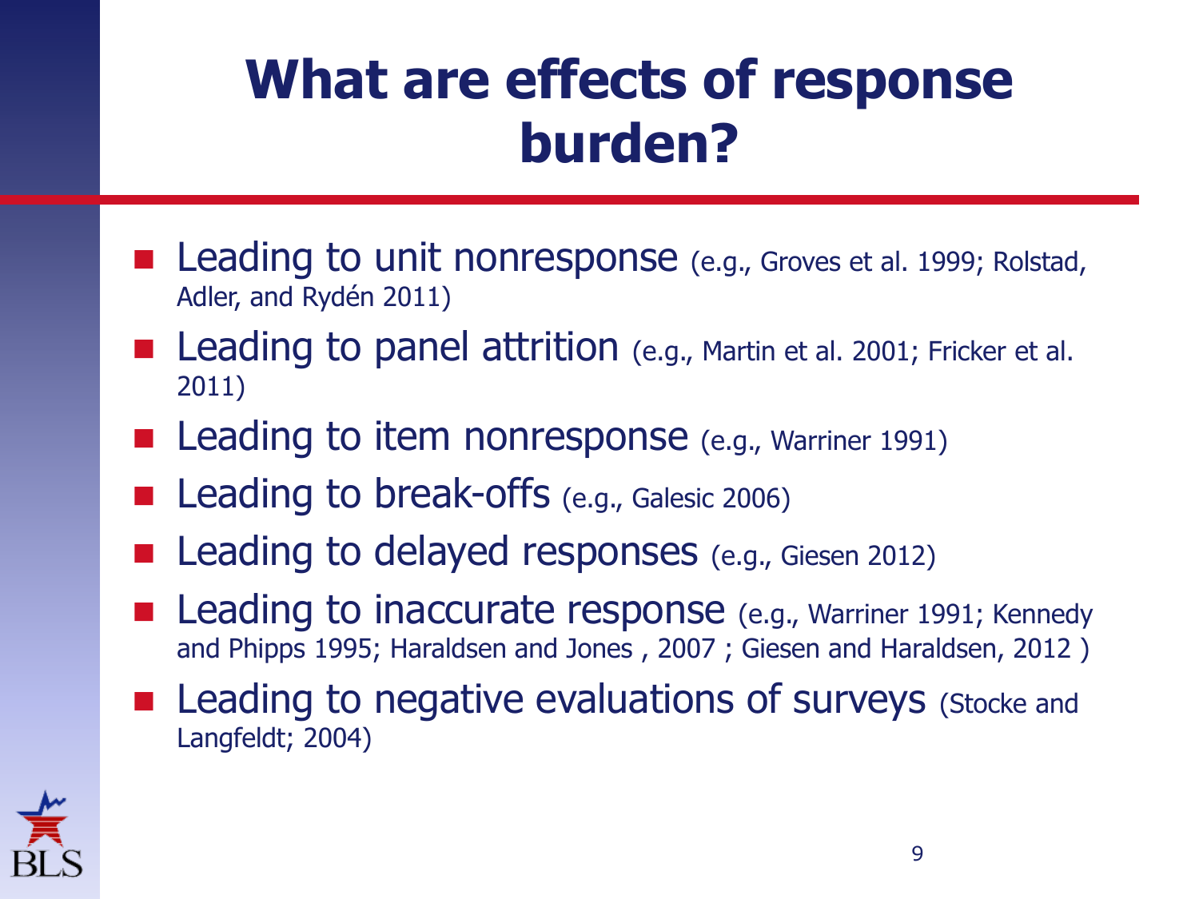# What are effects of response burden?

- Leading to unit nonresponse (e.g., Groves et al. 1999; Rolstad, Adler, and Rydén 2011)
- Leading to panel attrition (e.g., Martin et al. 2001; Fricker et al. 2011)
- Leading to item nonresponse (e.g., Warriner 1991)
- Leading to break-offs (e.g., Galesic 2006)
- Leading to delayed responses (e.g., Giesen 2012)
- Leading to inaccurate response (e.g., Warriner 1991; Kennedy and Phipps 1995; Haraldsen and Jones , 2007 ; Giesen and Haraldsen, 2012 )
- Leading to negative evaluations of surveys (Stocke and Langfeldt; 2004)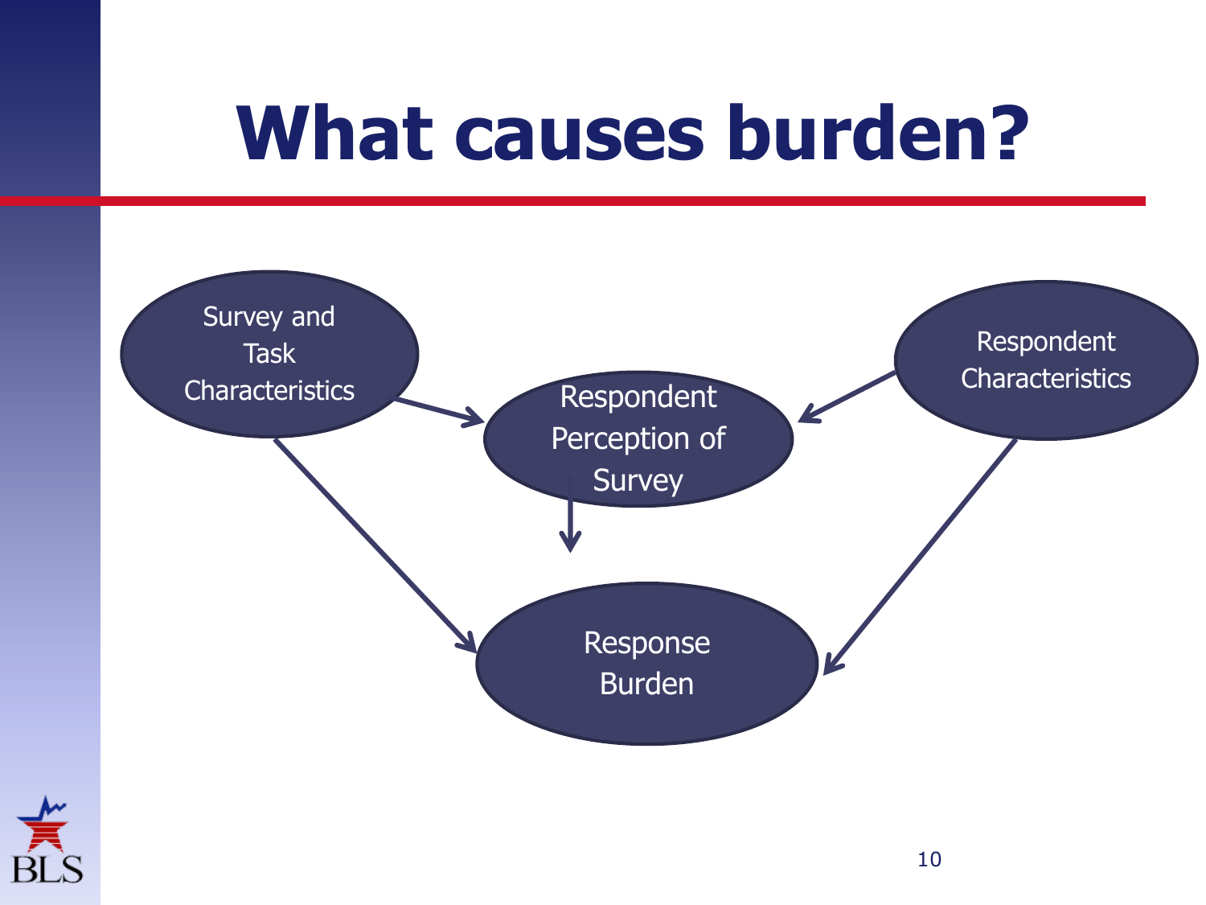# What causes burden?

Survey and Task Characteristics

Respondent Perception of Survey

Respondent Characteristics

Response Burden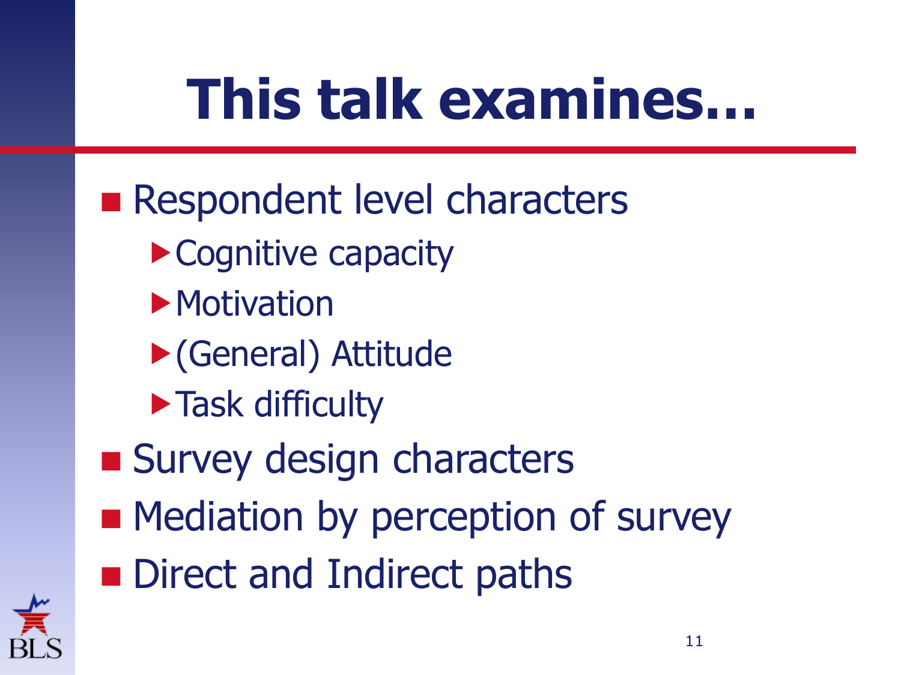# This talk examines…

- Respondent level characters
  - Cognitive capacity
  - Motivation
  - (General) Attitude
  - Task difficulty
- Survey design characters
- Mediation by perception of survey
- Direct and Indirect paths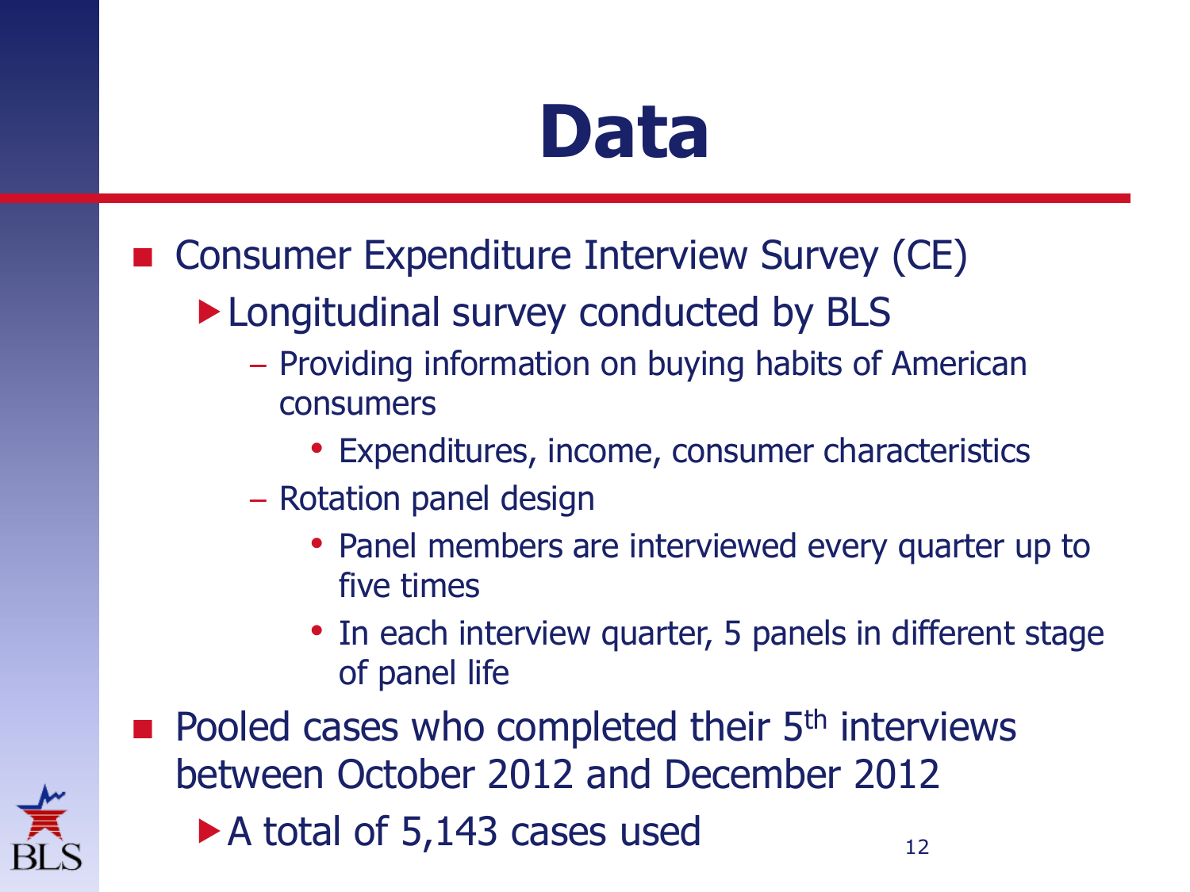# Data

- Consumer Expenditure Interview Survey (CE)
  - Longitudinal survey conducted by BLS
    - Providing information on buying habits of American consumers
      - Expenditures, income, consumer characteristics
    - Rotation panel design
      - Panel members are interviewed every quarter up to five times
      - In each interview quarter, 5 panels in different stage of panel life
- Pooled cases who completed their 5th interviews between October 2012 and December 2012
  - A total of 5,143 cases used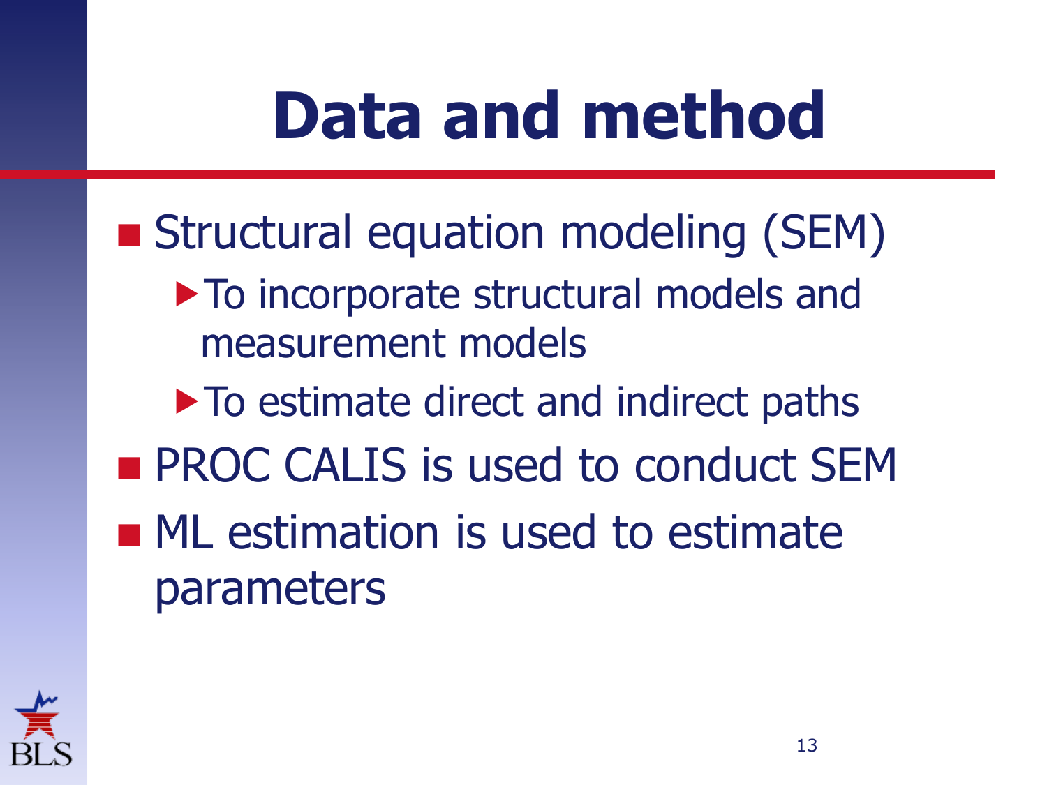# Data and method

- Structural equation modeling (SEM)
  - To incorporate structural models and measurement models
  - To estimate direct and indirect paths
- PROC CALIS is used to conduct SEM
- ML estimation is used to estimate parameters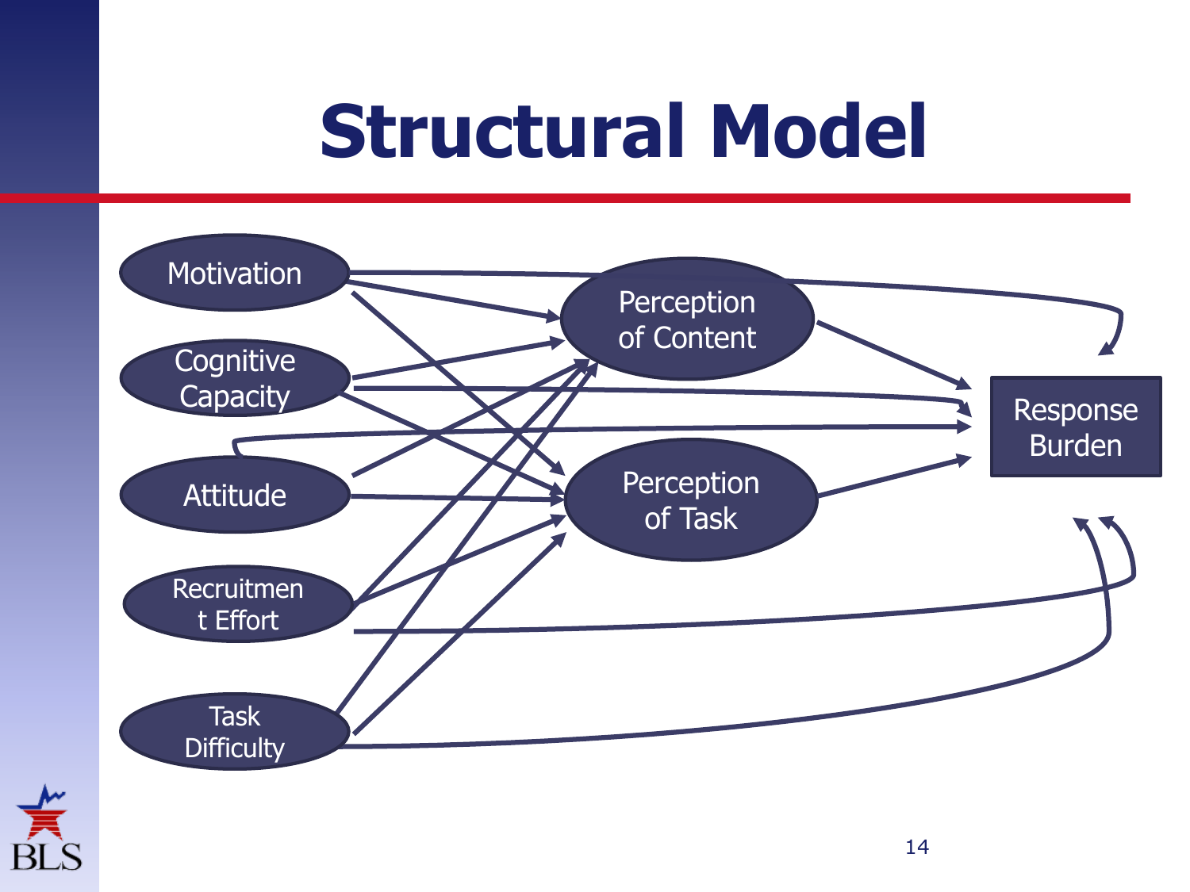# Structural Model

Motivation

Cognitive Capacity

Attitude

Recruitmen t Effort

Task Difficulty

Perception of Content

Perception of Task

Response Burden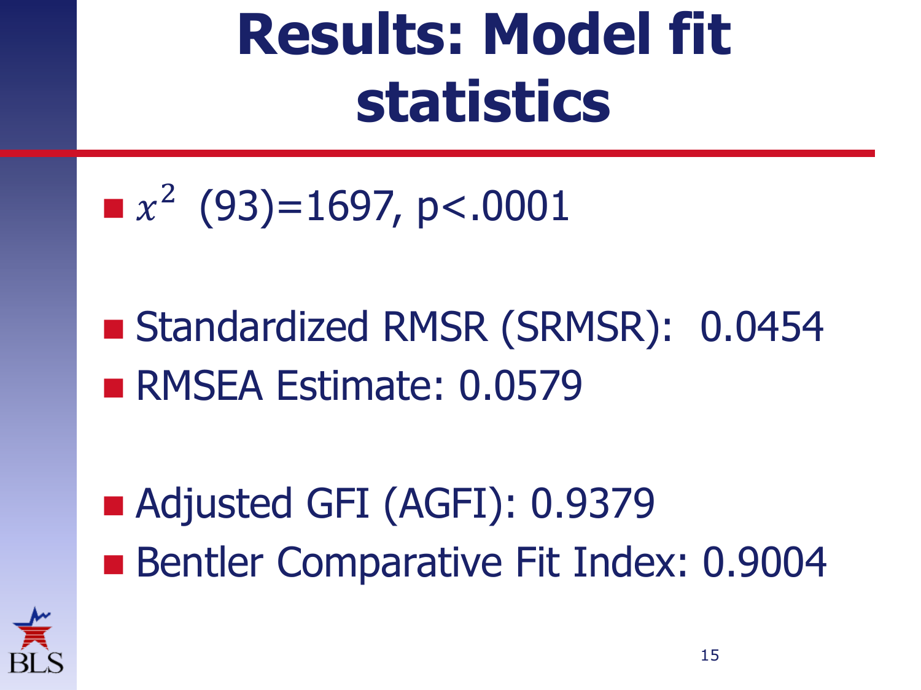# Results: Model fit statistics

- $x^2$ (93)=1697, $p<.0001$

- Standardized RMSR (SRMSR): 0.0454
- RMSEA Estimate: 0.0579

- Adjusted GFI (AGFI): 0.9379
- Bentler Comparative Fit Index: 0.9004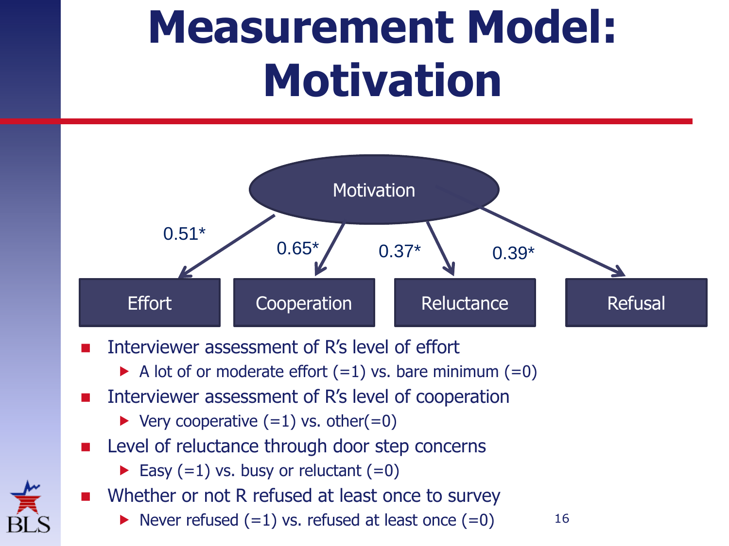# Measurement Model: Motivation

Motivation

- Effort: 0.51*
- Cooperation: 0.65*
- Reluctance: 0.37*
- Refusal: 0.39*

- Interviewer assessment of R's level of effort
  - A lot of or moderate effort (=1) vs. bare minimum (=0)
- Interviewer assessment of R's level of cooperation
  - Very cooperative (=1) vs. other(=0)
- Level of reluctance through door step concerns
  - Easy (=1) vs. busy or reluctant (=0)
- Whether or not R refused at least once to survey
  - Never refused (=1) vs. refused at least once (=0)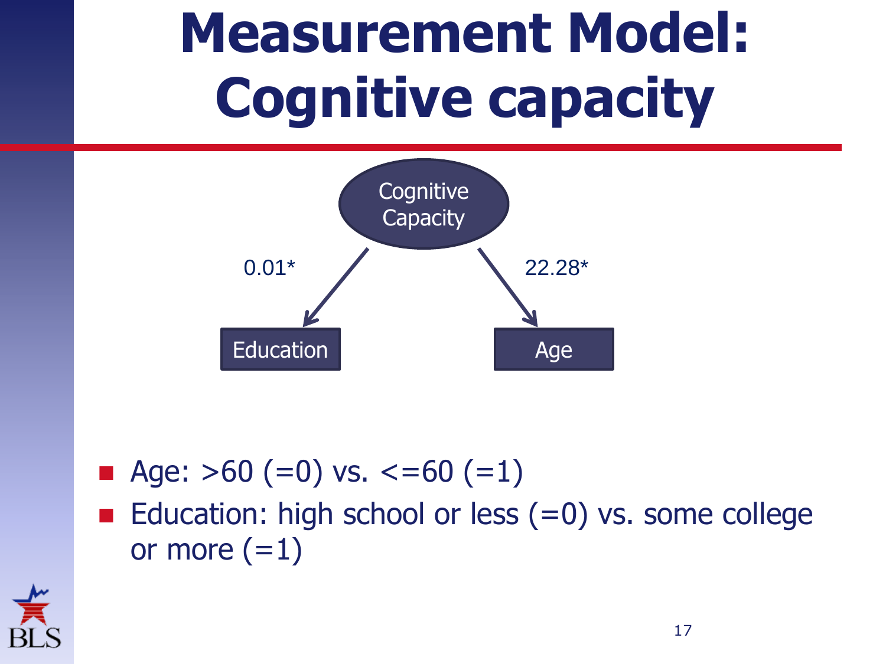# Measurement Model: Cognitive capacity

Cognitive Capacity

0.01*

22.28*

Education

Age

- Age: >60 (=0) vs. <=60 (=1)
- Education: high school or less (=0) vs. some college or more (=1)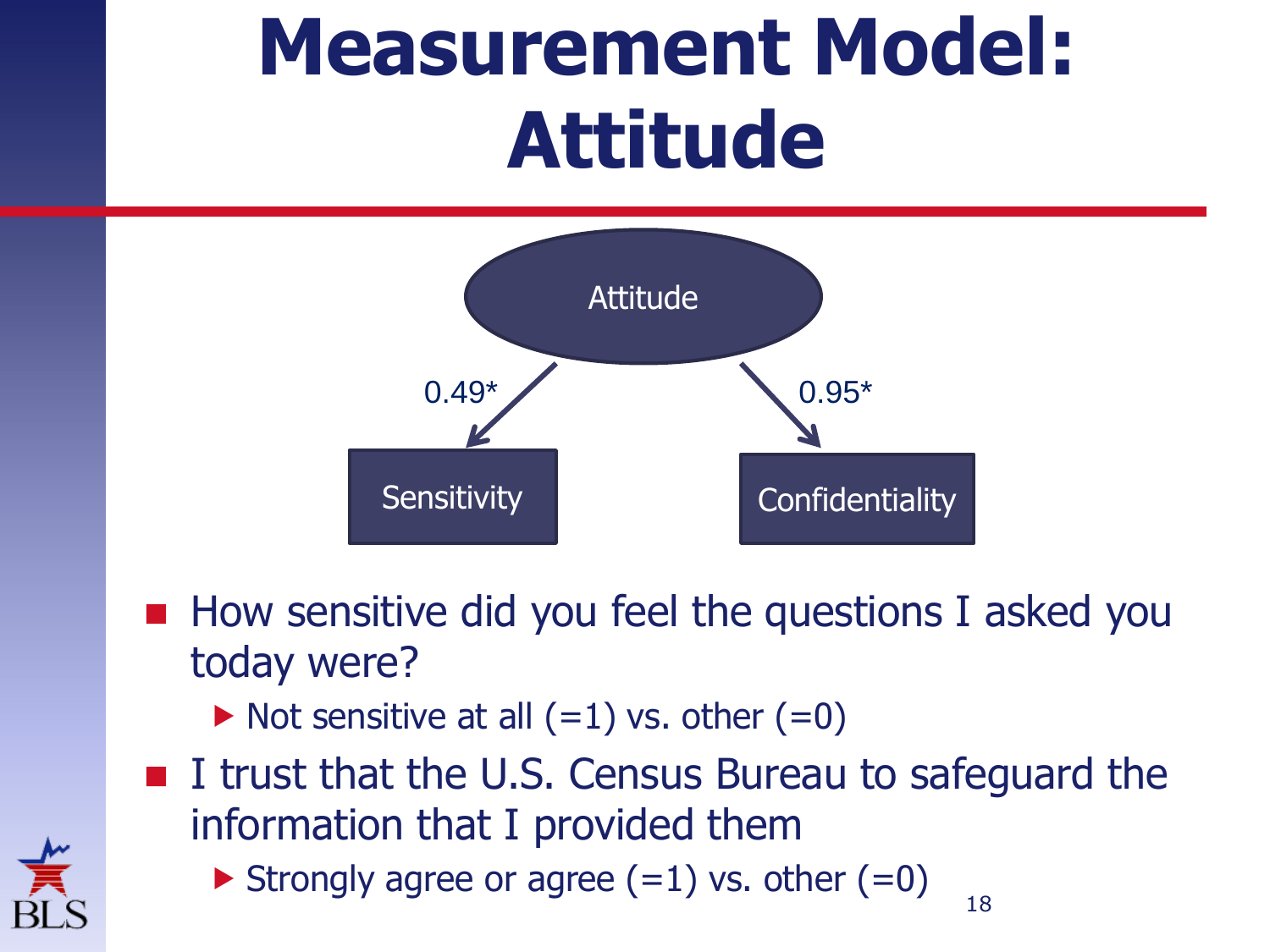# Measurement Model: Attitude

Attitude → Sensitivity: 0.49*

Attitude → Confidentiality: 0.95*

- How sensitive did you feel the questions I asked you today were?
  - Not sensitive at all (=1) vs. other (=0)
- I trust that the U.S. Census Bureau to safeguard the information that I provided them
  - Strongly agree or agree (=1) vs. other (=0)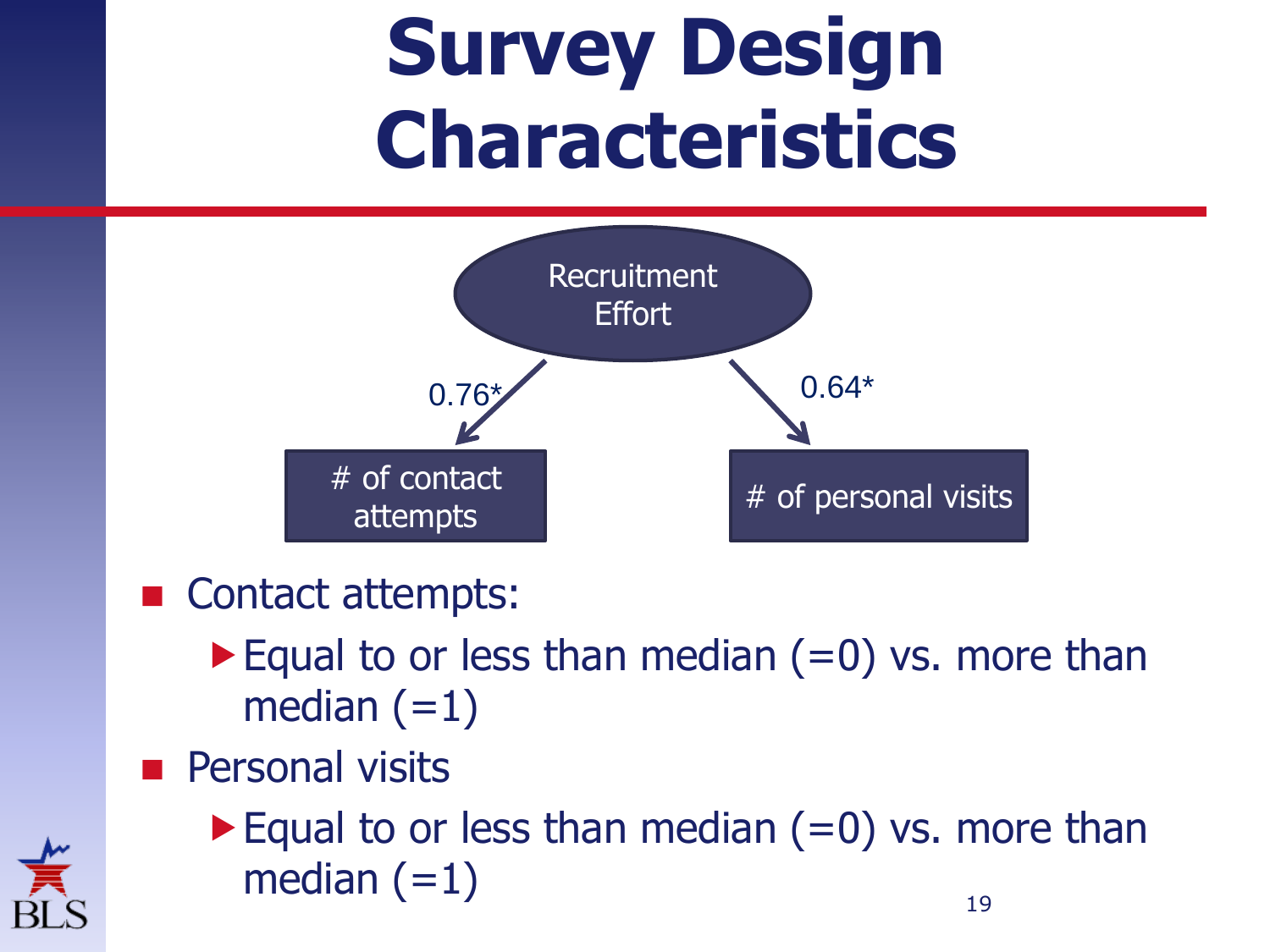# Survey Design Characteristics

Recruitment Effort

0.76* → # of contact attempts

0.64* → # of personal visits

- Contact attempts:
  - Equal to or less than median (=0) vs. more than median (=1)
- Personal visits
  - Equal to or less than median (=0) vs. more than median (=1)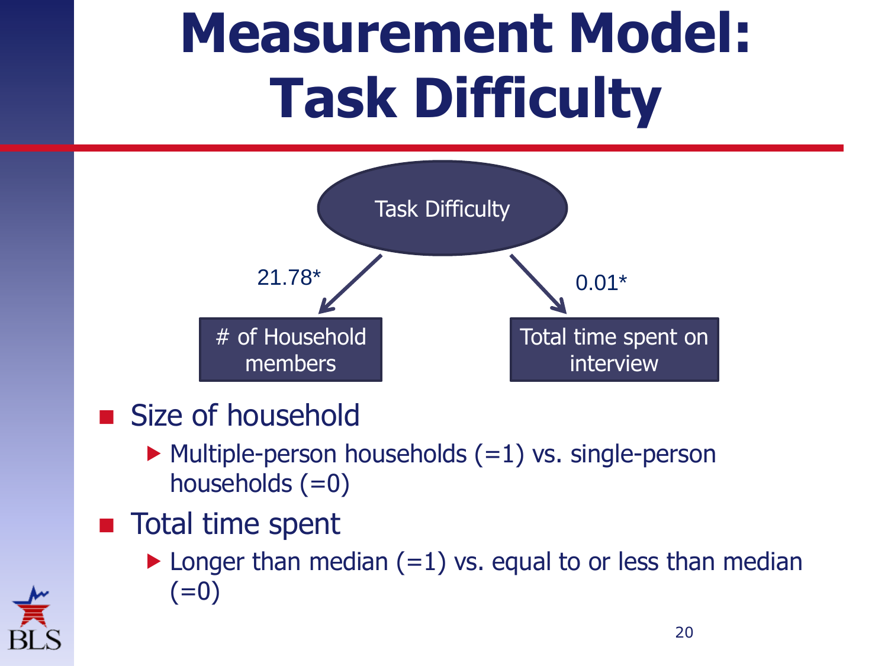# Measurement Model: Task Difficulty

Task Difficulty

21.78*

0.01*

# of Household members

Total time spent on interview

- Size of household
  - Multiple-person households (=1) vs. single-person households (=0)
- Total time spent
  - Longer than median (=1) vs. equal to or less than median (=0)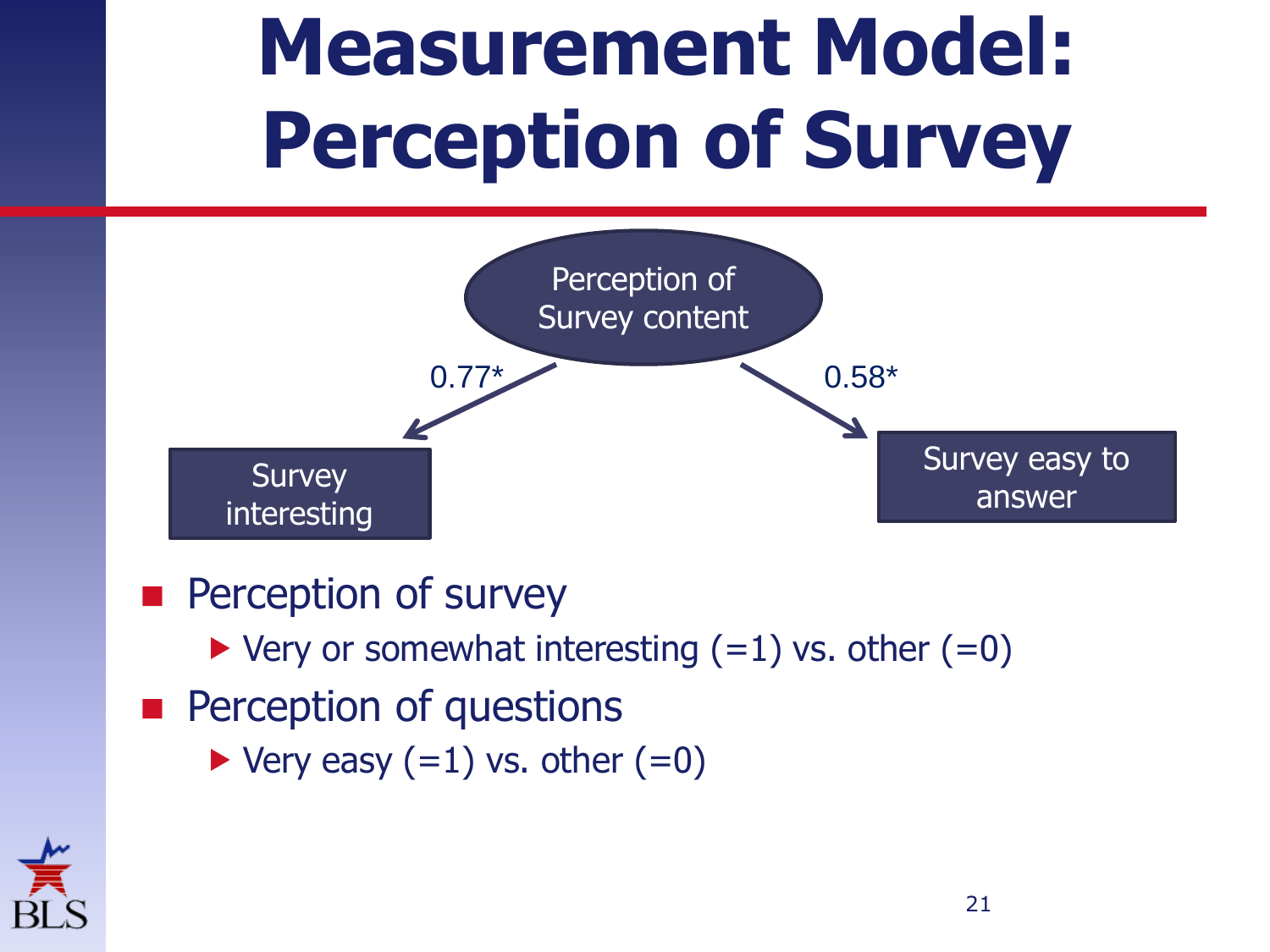# Measurement Model: Perception of Survey

Perception of Survey content

0.77*

0.58*

Survey interesting

Survey easy to answer

- Perception of survey
  - Very or somewhat interesting (=1) vs. other (=0)
- Perception of questions
  - Very easy (=1) vs. other (=0)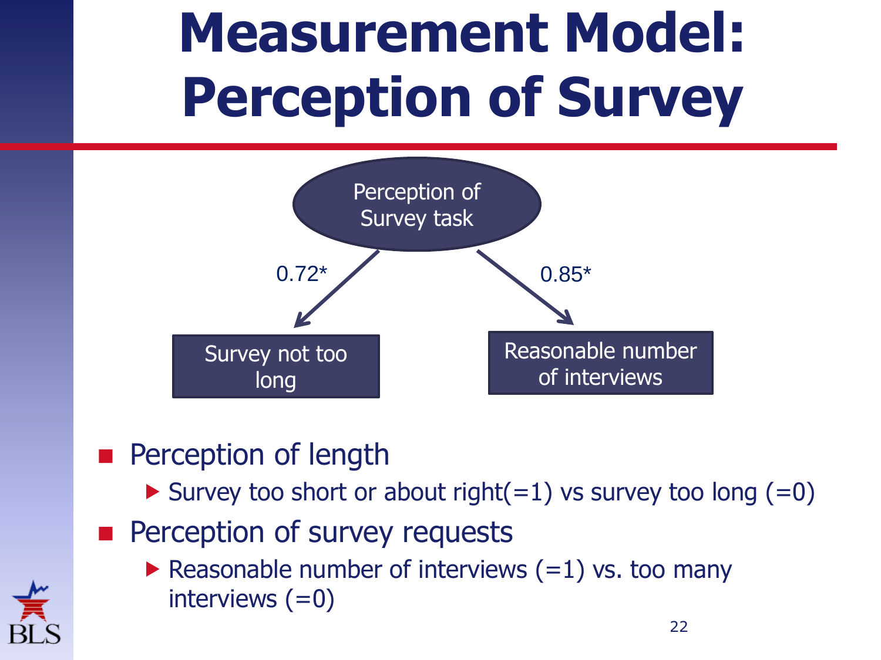# Measurement Model: Perception of Survey

Perception of Survey task

0.72*

0.85*

Survey not too long

Reasonable number of interviews

- Perception of length
  - Survey too short or about right(=1) vs survey too long (=0)
- Perception of survey requests
  - Reasonable number of interviews (=1) vs. too many interviews (=0)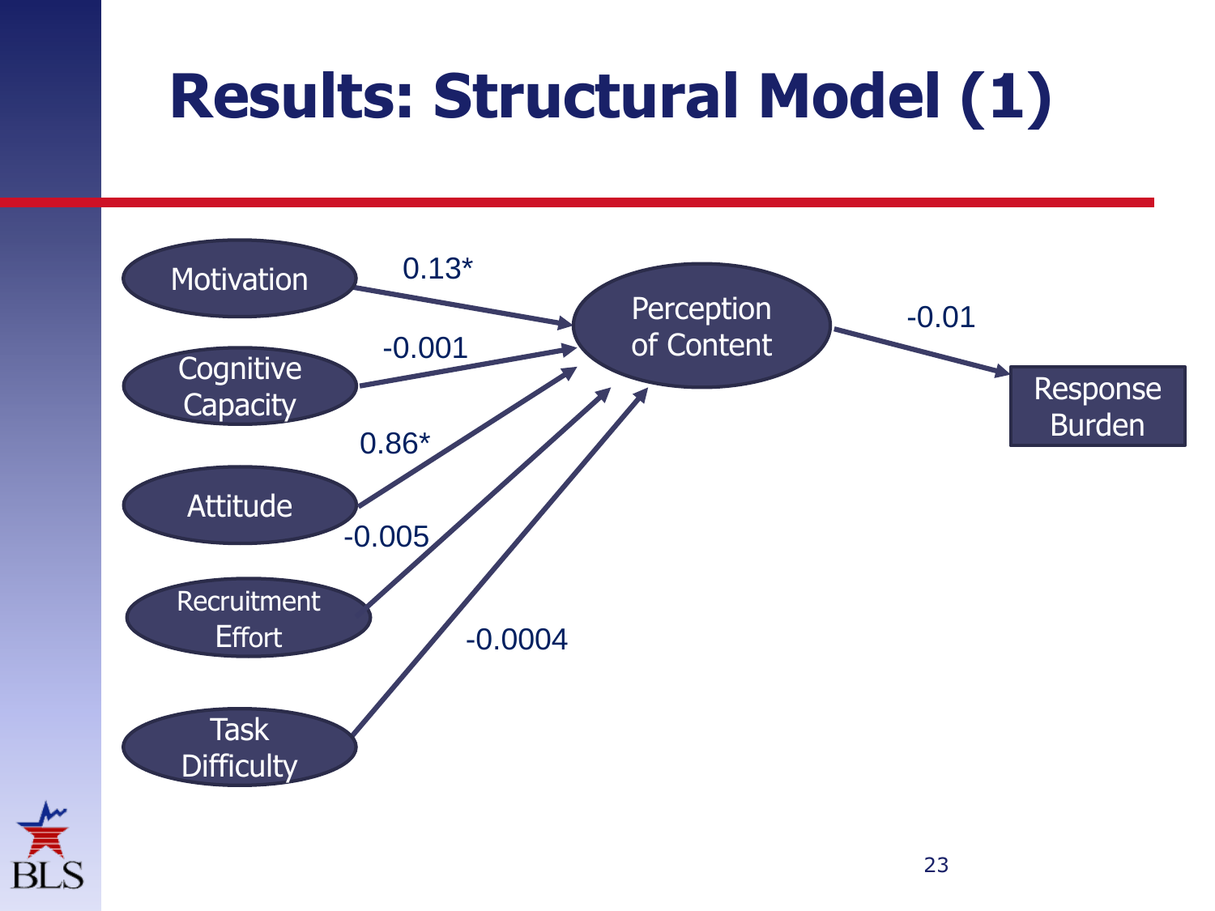# Results: Structural Model (1)

| Path | Coefficient |
|---|---|
| Motivation → Perception of Content | 0.13* |
| Cognitive Capacity → Perception of Content | -0.001 |
| Attitude → Perception of Content | 0.86* |
| Recruitment Effort → Perception of Content | -0.005 |
| Task Difficulty → Perception of Content | -0.0004 |
| Perception of Content → Response Burden | -0.01 |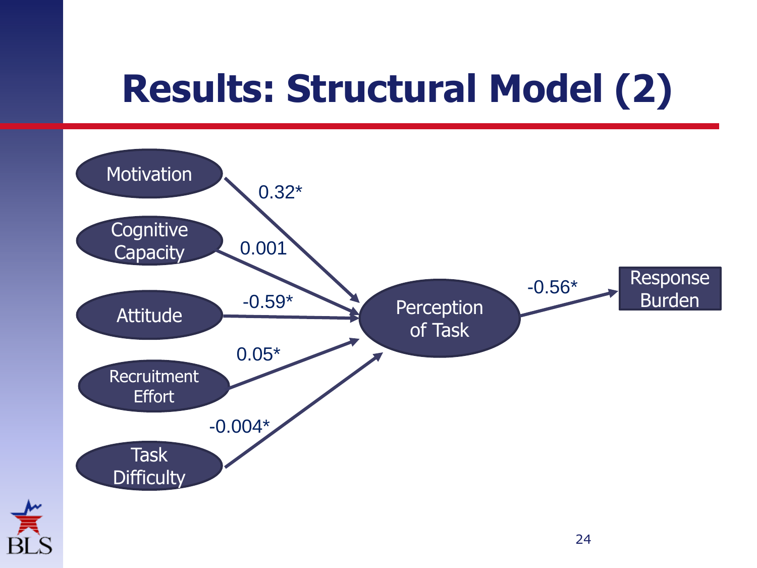# Results: Structural Model (2)

Motivation → Perception of Task: 0.32*

Cognitive Capacity → Perception of Task: 0.001

Attitude → Perception of Task: -0.59*

Recruitment Effort → Perception of Task: 0.05*

Task Difficulty → Perception of Task: -0.004*

Perception of Task → Response Burden: -0.56*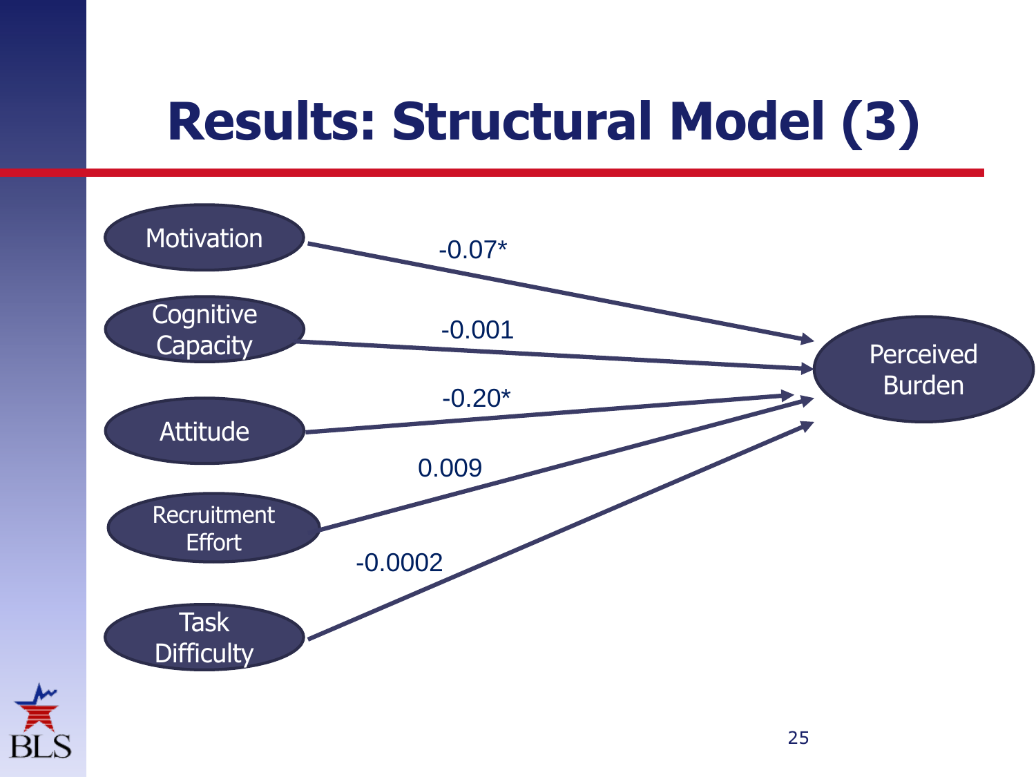# Results: Structural Model (3)

| Predictor | Outcome | Coefficient |
| --- | --- | --- |
| Motivation | Perceived Burden | -0.07* |
| Cognitive Capacity | Perceived Burden | -0.001 |
| Attitude | Perceived Burden | -0.20* |
| Recruitment Effort | Perceived Burden | 0.009 |
| Task Difficulty | Perceived Burden | -0.0002 |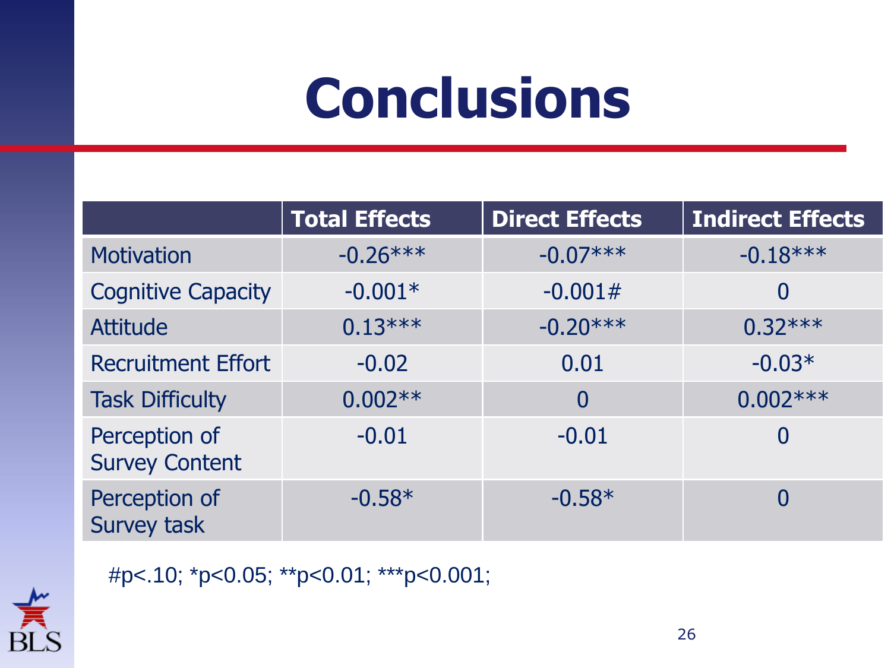# Conclusions

| | Total Effects | Direct Effects | Indirect Effects |
|---|---|---|---|
| Motivation | -0.26*** | -0.07*** | -0.18*** |
| Cognitive Capacity | -0.001* | -0.001# | 0 |
| Attitude | 0.13*** | -0.20*** | 0.32*** |
| Recruitment Effort | -0.02 | 0.01 | -0.03* |
| Task Difficulty | 0.002** | 0 | 0.002*** |
| Perception of Survey Content | -0.01 | -0.01 | 0 |
| Perception of Survey task | -0.58* | -0.58* | 0 |

#p<.10; *p<0.05; **p<0.01; ***p<0.001;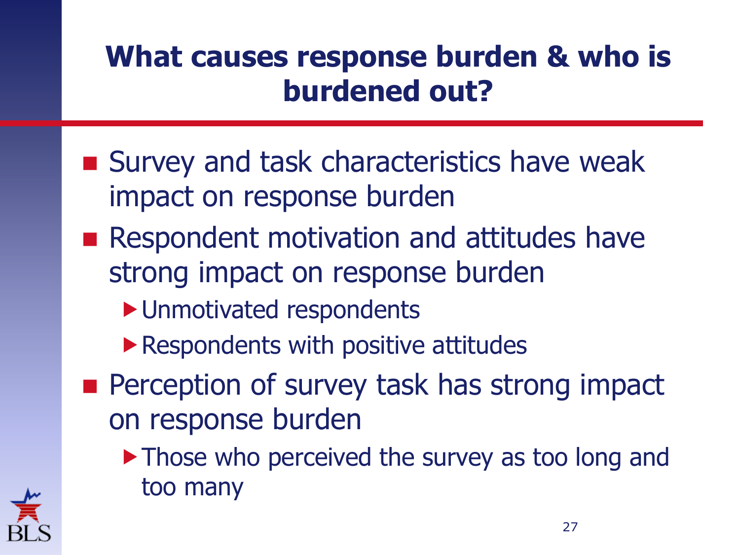# What causes response burden & who is burdened out?

- Survey and task characteristics have weak impact on response burden
- Respondent motivation and attitudes have strong impact on response burden
  - Unmotivated respondents
  - Respondents with positive attitudes
- Perception of survey task has strong impact on response burden
  - Those who perceived the survey as too long and too many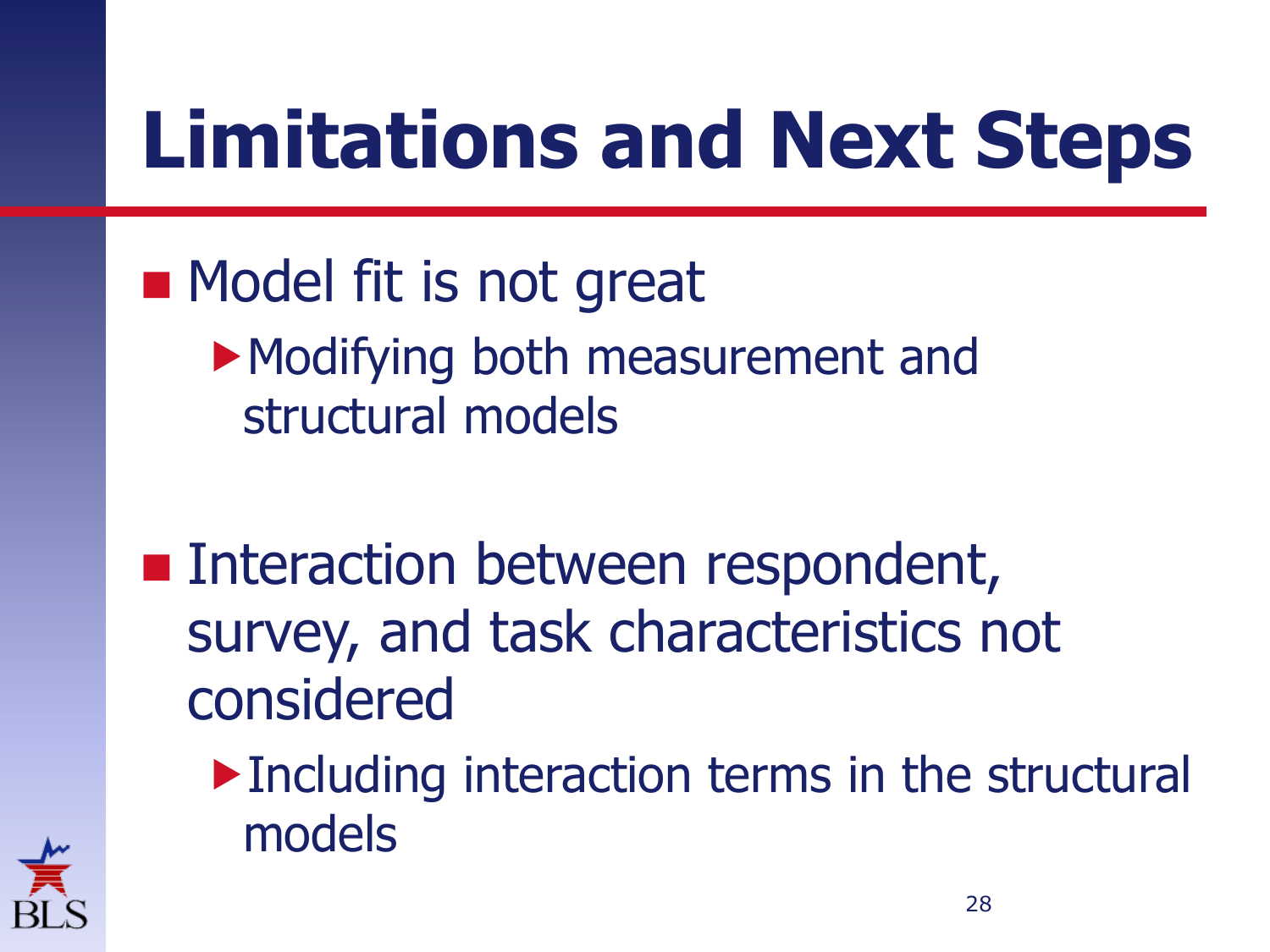# Limitations and Next Steps

- Model fit is not great
  - Modifying both measurement and structural models
- Interaction between respondent, survey, and task characteristics not considered
  - Including interaction terms in the structural models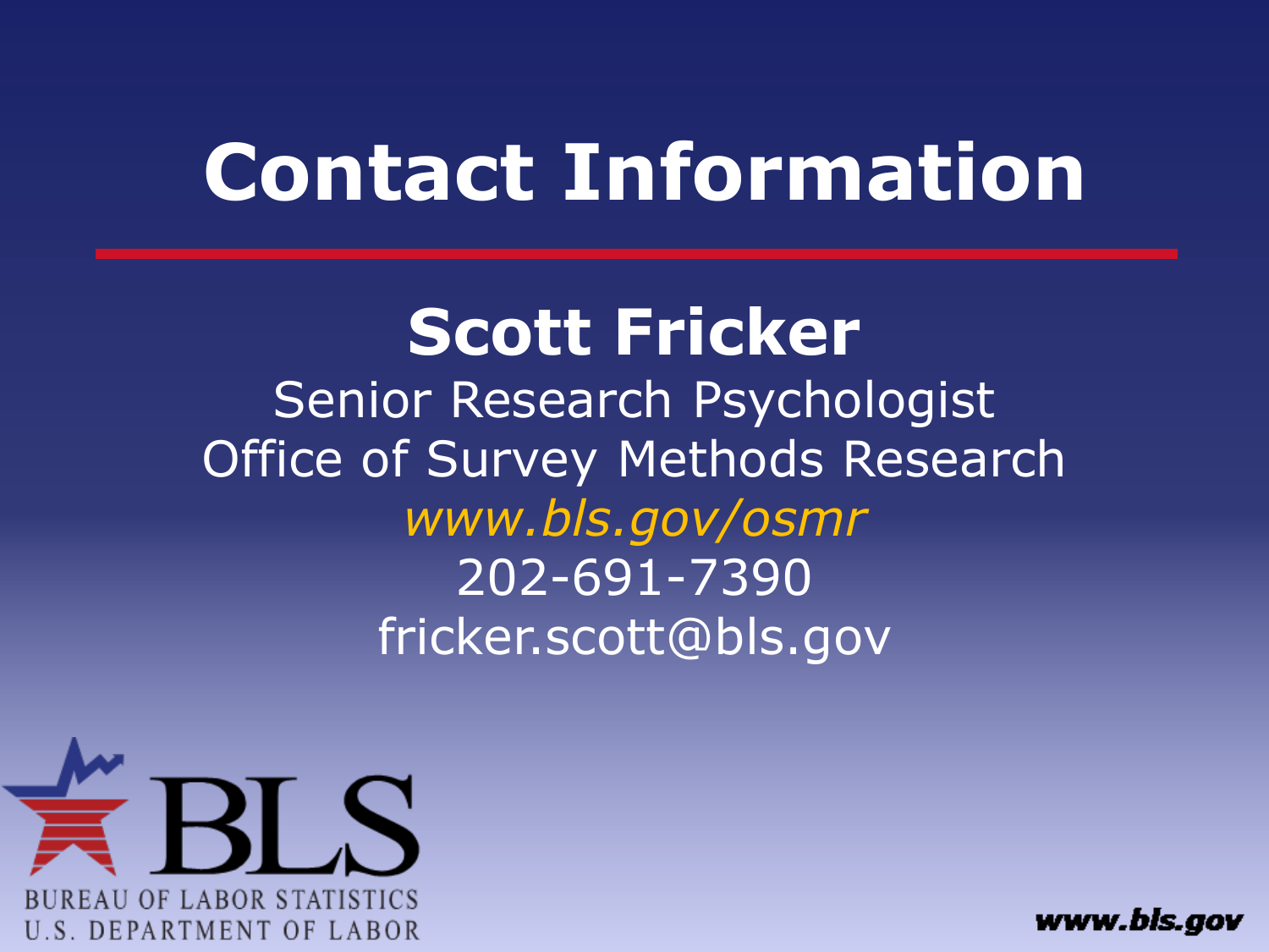# Contact Information

**Scott Fricker**

Senior Research Psychologist

Office of Survey Methods Research

*www.bls.gov/osmr*

202-691-7390

fricker.scott@bls.gov

BLS

BUREAU OF LABOR STATISTICS

U.S. DEPARTMENT OF LABOR

www.bls.gov